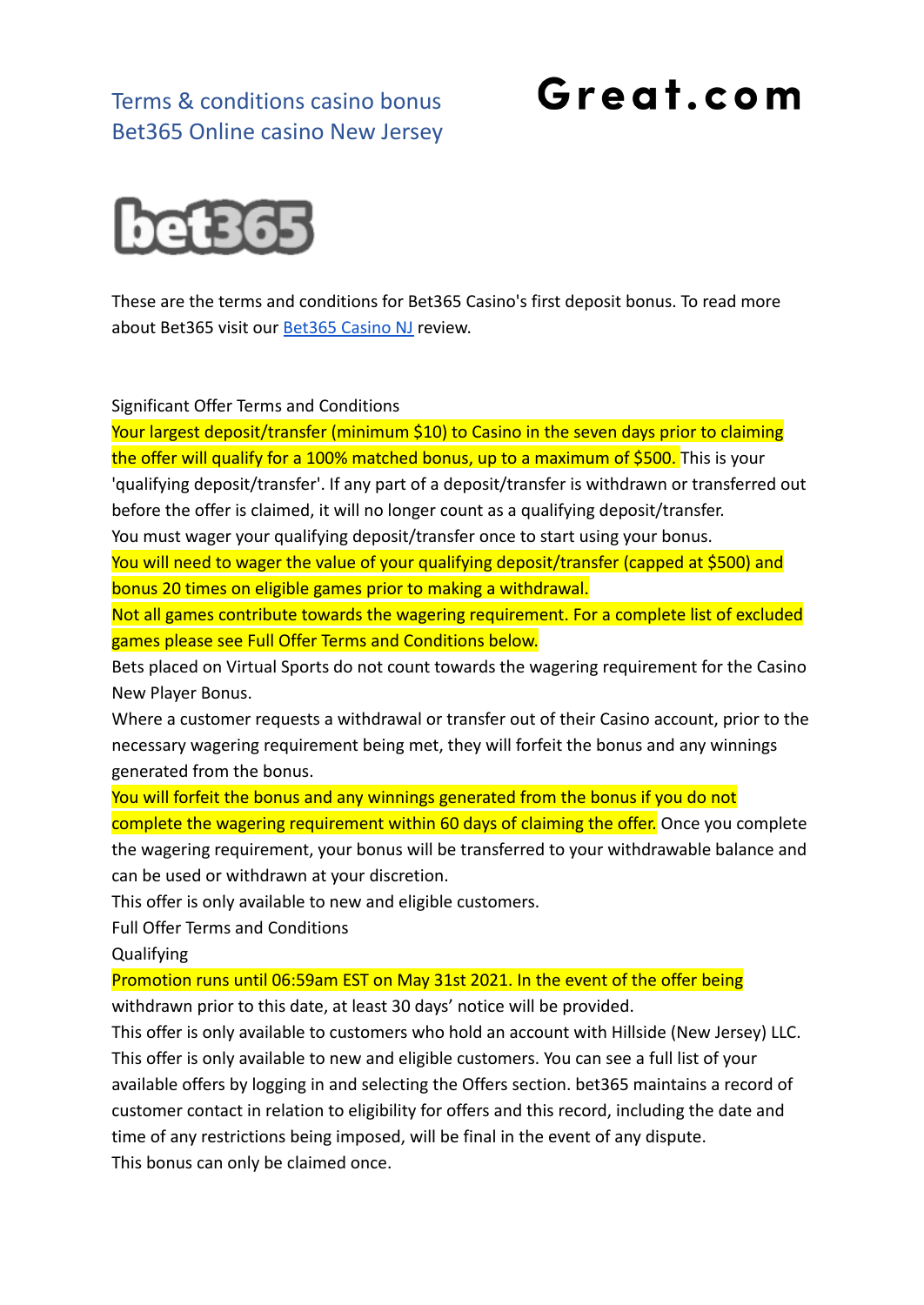# Terms & conditions casino bonus Bet365 Online casino New Jersey

**Great.com**

**bet365**

These are the terms and conditions for Bet365 Casino's first deposit bonus. To read more about Bet365 visit our [Bet365 Casino NJ](#) review.

Significant Offer Terms and Conditions

Your largest deposit/transfer (minimum $10) to Casino in the seven days prior to claiming the offer will qualify for a 100% matched bonus, up to a maximum of $500. This is your 'qualifying deposit/transfer'. If any part of a deposit/transfer is withdrawn or transferred out before the offer is claimed, it will no longer count as a qualifying deposit/transfer.

You must wager your qualifying deposit/transfer once to start using your bonus.

You will need to wager the value of your qualifying deposit/transfer (capped at $500) and bonus 20 times on eligible games prior to making a withdrawal.

Not all games contribute towards the wagering requirement. For a complete list of excluded games please see Full Offer Terms and Conditions below.

Bets placed on Virtual Sports do not count towards the wagering requirement for the Casino New Player Bonus.

Where a customer requests a withdrawal or transfer out of their Casino account, prior to the necessary wagering requirement being met, they will forfeit the bonus and any winnings generated from the bonus.

You will forfeit the bonus and any winnings generated from the bonus if you do not complete the wagering requirement within 60 days of claiming the offer. Once you complete the wagering requirement, your bonus will be transferred to your withdrawable balance and can be used or withdrawn at your discretion.

This offer is only available to new and eligible customers.

Full Offer Terms and Conditions

Qualifying

Promotion runs until 06:59am EST on May 31st 2021. In the event of the offer being withdrawn prior to this date, at least 30 days' notice will be provided.

This offer is only available to customers who hold an account with Hillside (New Jersey) LLC.

This offer is only available to new and eligible customers. You can see a full list of your available offers by logging in and selecting the Offers section. bet365 maintains a record of customer contact in relation to eligibility for offers and this record, including the date and time of any restrictions being imposed, will be final in the event of any dispute.

This bonus can only be claimed once.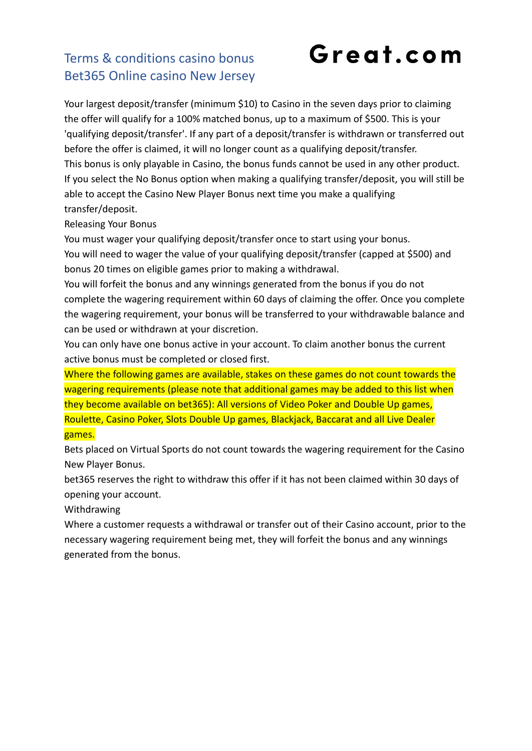## Terms & conditions casino bonus Bet365 Online casino New Jersey

**Great.com**

Your largest deposit/transfer (minimum $10) to Casino in the seven days prior to claiming the offer will qualify for a 100% matched bonus, up to a maximum of $500. This is your 'qualifying deposit/transfer'. If any part of a deposit/transfer is withdrawn or transferred out before the offer is claimed, it will no longer count as a qualifying deposit/transfer.
This bonus is only playable in Casino, the bonus funds cannot be used in any other product.
If you select the No Bonus option when making a qualifying transfer/deposit, you will still be able to accept the Casino New Player Bonus next time you make a qualifying transfer/deposit.
Releasing Your Bonus
You must wager your qualifying deposit/transfer once to start using your bonus.
You will need to wager the value of your qualifying deposit/transfer (capped at $500) and bonus 20 times on eligible games prior to making a withdrawal.
You will forfeit the bonus and any winnings generated from the bonus if you do not complete the wagering requirement within 60 days of claiming the offer. Once you complete the wagering requirement, your bonus will be transferred to your withdrawable balance and can be used or withdrawn at your discretion.
You can only have one bonus active in your account. To claim another bonus the current active bonus must be completed or closed first.
Where the following games are available, stakes on these games do not count towards the wagering requirements (please note that additional games may be added to this list when they become available on bet365): All versions of Video Poker and Double Up games, Roulette, Casino Poker, Slots Double Up games, Blackjack, Baccarat and all Live Dealer games.
Bets placed on Virtual Sports do not count towards the wagering requirement for the Casino New Player Bonus.
bet365 reserves the right to withdraw this offer if it has not been claimed within 30 days of opening your account.
Withdrawing
Where a customer requests a withdrawal or transfer out of their Casino account, prior to the necessary wagering requirement being met, they will forfeit the bonus and any winnings generated from the bonus.